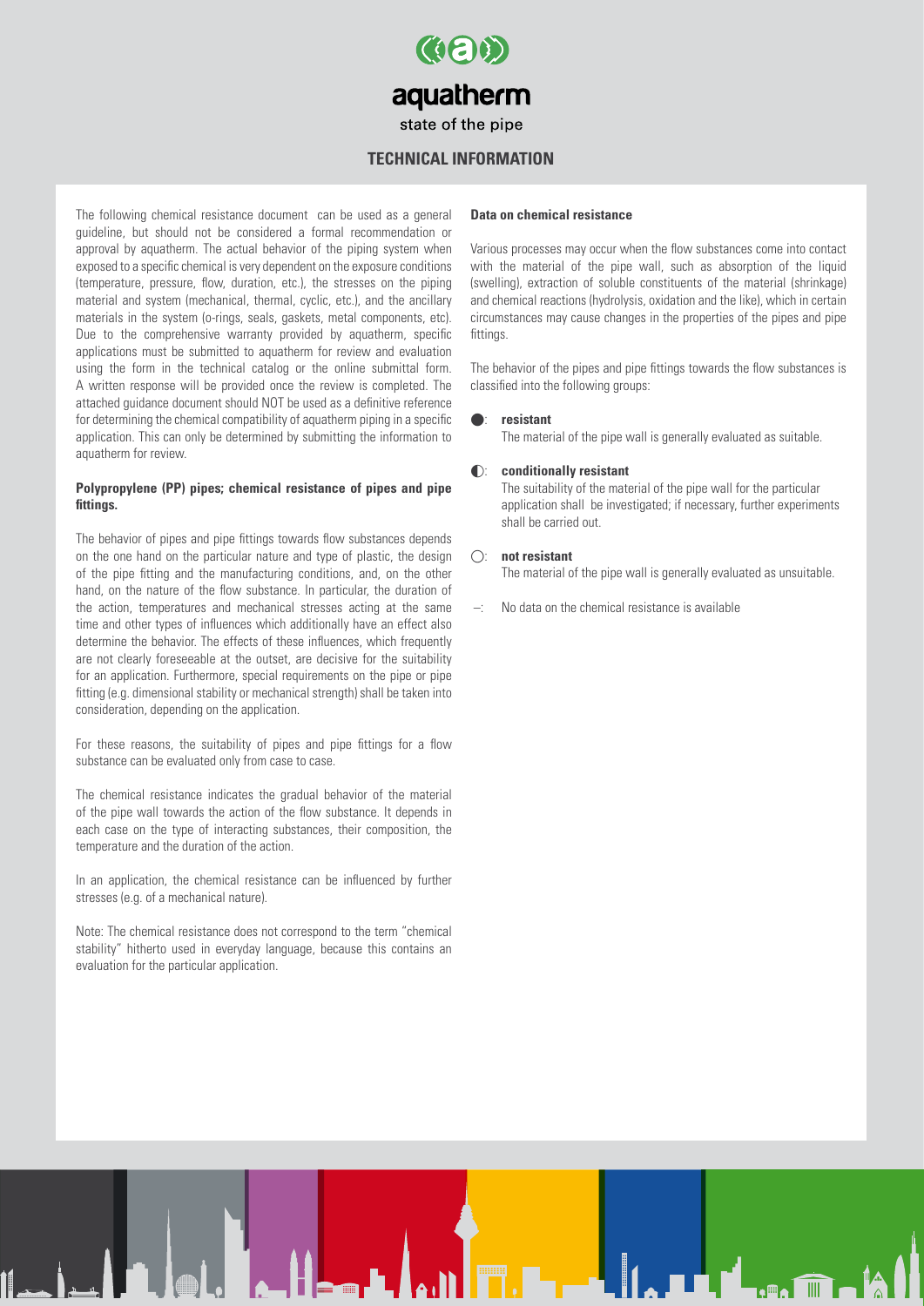# aquatherm

state of the pipe

## TECHNICAL INFORMATION

The following chemical resistance document can be used as a general guideline, but should not be considered a formal recommendation or approval by aquatherm. The actual behavior of the piping system when exposed to a specific chemical is very dependent on the exposure conditions (temperature, pressure, flow, duration, etc.), the stresses on the piping material and system (mechanical, thermal, cyclic, etc.), and the ancillary materials in the system (o-rings, seals, gaskets, metal components, etc). Due to the comprehensive warranty provided by aquatherm, specific applications must be submitted to aquatherm for review and evaluation using the form in the technical catalog or the online submittal form. A written response will be provided once the review is completed. The attached guidance document should NOT be used as a definitive reference for determining the chemical compatibility of aquatherm piping in a specific application. This can only be determined by submitting the information to aquatherm for review.

### Polypropylene (PP) pipes; chemical resistance of pipes and pipe fittings.

The behavior of pipes and pipe fittings towards flow substances depends on the one hand on the particular nature and type of plastic, the design of the pipe fitting and the manufacturing conditions, and, on the other hand, on the nature of the flow substance. In particular, the duration of the action, temperatures and mechanical stresses acting at the same time and other types of influences which additionally have an effect also determine the behavior. The effects of these influences, which frequently are not clearly foreseeable at the outset, are decisive for the suitability for an application. Furthermore, special requirements on the pipe or pipe fitting (e.g. dimensional stability or mechanical strength) shall be taken into consideration, depending on the application.

For these reasons, the suitability of pipes and pipe fittings for a flow substance can be evaluated only from case to case.

The chemical resistance indicates the gradual behavior of the material of the pipe wall towards the action of the flow substance. It depends in each case on the type of interacting substances, their composition, the temperature and the duration of the action.

In an application, the chemical resistance can be influenced by further stresses (e.g. of a mechanical nature).

Note: The chemical resistance does not correspond to the term "chemical stability" hitherto used in everyday language, because this contains an evaluation for the particular application.

### Data on chemical resistance

Various processes may occur when the flow substances come into contact with the material of the pipe wall, such as absorption of the liquid (swelling), extraction of soluble constituents of the material (shrinkage) and chemical reactions (hydrolysis, oxidation and the like), which in certain circumstances may cause changes in the properties of the pipes and pipe fittings.

The behavior of the pipes and pipe fittings towards the flow substances is classified into the following groups:

- ●: **resistant**
  The material of the pipe wall is generally evaluated as suitable.
- ◐: **conditionally resistant**
  The suitability of the material of the pipe wall for the particular application shall be investigated; if necessary, further experiments shall be carried out.
- ○: **not resistant**
  The material of the pipe wall is generally evaluated as unsuitable.
- –: No data on the chemical resistance is available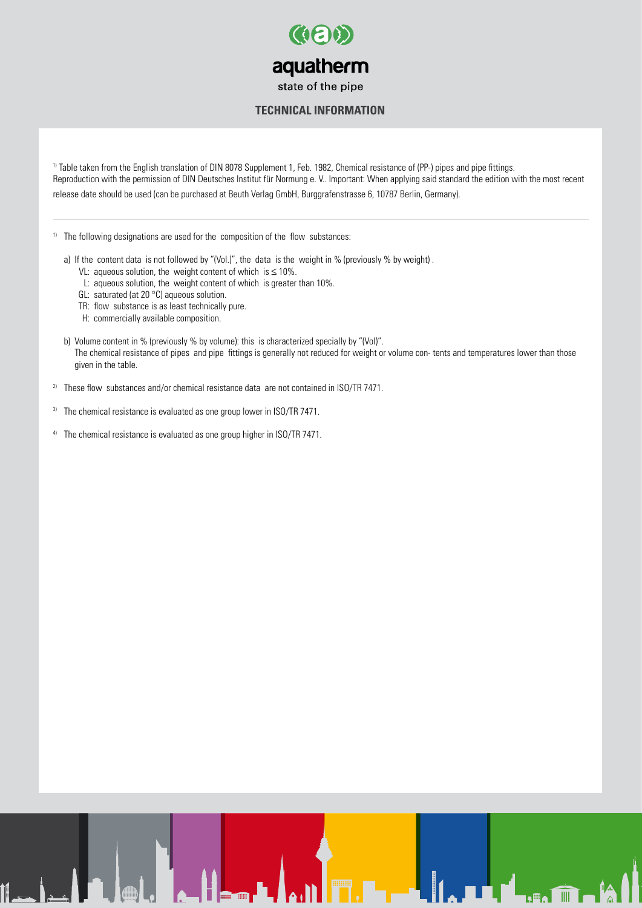[1] Table taken from the English translation of DIN 8078 Supplement 1, Feb. 1982, Chemical resistance of (PP-) pipes and pipe fittings. Reproduction with the permission of DIN Deutsches Institut für Normung e. V.. Important: When applying said standard the edition with the most recent release date should be used (can be purchased at Beuth Verlag GmbH, Burggrafenstrasse 6, 10787 Berlin, Germany).

---

[1] The following designations are used for the composition of the flow substances:

a) If the content data is not followed by "(Vol.)", the data is the weight in % (previously % by weight) .
- VL: aqueous solution, the weight content of which is ≤ 10%.
- L: aqueous solution, the weight content of which is greater than 10%.
- GL: saturated (at 20 °C) aqueous solution.
- TR: flow substance is as least technically pure.
- H: commercially available composition.

b) Volume content in % (previously % by volume): this is characterized specially by "(Vol)".
The chemical resistance of pipes and pipe fittings is generally not reduced for weight or volume con- tents and temperatures lower than those given in the table.

[2] These flow substances and/or chemical resistance data are not contained in ISO/TR 7471.

[3] The chemical resistance is evaluated as one group lower in ISO/TR 7471.

[4] The chemical resistance is evaluated as one group higher in ISO/TR 7471.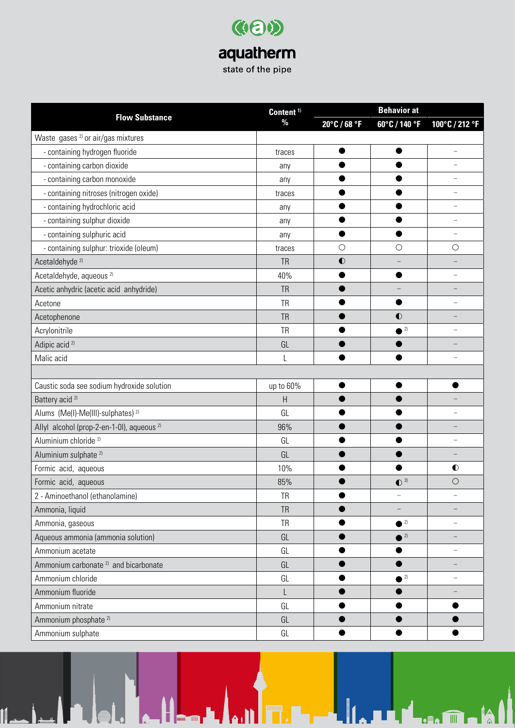| Flow Substance | Content [1] % | Behavior at 20°C / 68 °F | 60°C / 140 °F | 100°C / 212 °F |
|---|---|---|---|---|
| Waste gases [2] or air/gas mixtures | | | | |
| - containing hydrogen fluoride | traces | ● | ● | – |
| - containing carbon dioxide | any | ● | ● | – |
| - containing carbon monoxide | any | ● | ● | – |
| - containing nitroses (nitrogen oxide) | traces | ● | ● | – |
| - containing hydrochloric acid | any | ● | ● | – |
| - containing sulphur dioxide | any | ● | ● | – |
| - containing sulphuric acid | any | ● | ● | – |
| - containing sulphur: trioxide (oleum) | traces | ○ | ○ | ○ |
| Acetaldehyde [2] | TR | ◐ | – | – |
| Acetaldehyde, aqueous [2] | 40% | ● | ● | – |
| Acetic anhydric (acetic acid anhydride) | TR | ● | – | – |
| Acetone | TR | ● | ● | – |
| Acetophenone | TR | ● | ◐ | – |
| Acrylonitrile | TR | ● | ● [2] | – |
| Adipic acid [2] | GL | ● | ● | – |
| Malic acid | L | ● | ● | – |
| | | | | |
| Caustic soda see sodium hydroxide solution | up to 60% | ● | ● | ● |
| Battery acid [2] | H | ● | ● | – |
| Alums (Me(I)-Me(III)-sulphates) [2] | GL | ● | ● | – |
| Allyl alcohol (prop-2-en-1-0l), aqueous [2] | 96% | ● | ● | – |
| Aluminium chloride [2] | GL | ● | ● | – |
| Aluminium sulphate [2] | GL | ● | ● | – |
| Formic acid, aqueous | 10% | ● | ● | ◐ |
| Formic acid, aqueous | 85% | ● | ◐ [3] | ○ |
| 2 - Aminoethanol (ethanolamine) | TR | ● | – | – |
| Ammonia, liquid | TR | ● | – | – |
| Ammonia, gaseous | TR | ● | ● [2] | – |
| Aqueous ammonia (ammonia solution) | GL | ● | ● [2] | – |
| Ammonium acetate | GL | ● | ● | – |
| Ammonium carbonate [2] and bicarbonate | GL | ● | ● | – |
| Ammonium chloride | GL | ● | ● [2] | – |
| Ammonium fluoride | L | ● | ● | – |
| Ammonium nitrate | GL | ● | ● | ● |
| Ammonium phosphate [2] | GL | ● | ● | ● |
| Ammonium sulphate | GL | ● | ● | ● |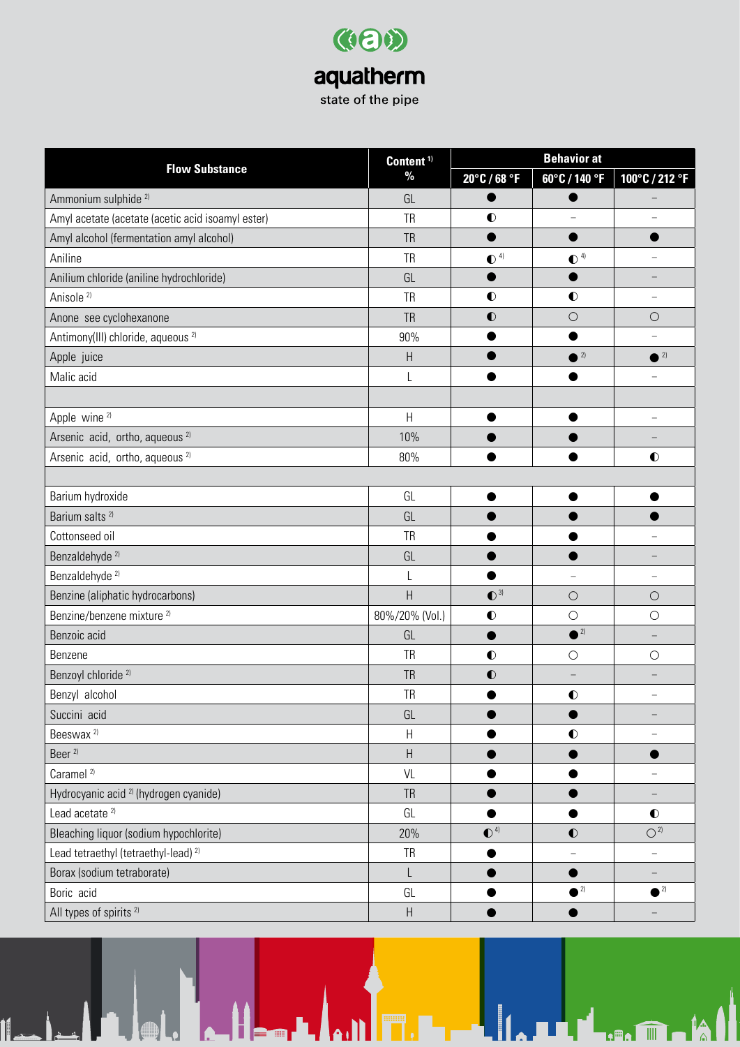| Flow Substance | Content [1] % | Behavior at | | |
|---|---|---|---|---|
| | | 20°C / 68 °F | 60°C / 140 °F | 100°C / 212 °F |
| Ammonium sulphide [2] | GL | ● | ● | – |
| Amyl acetate (acetate (acetic acid isoamyl ester) | TR | ◐ | – | – |
| Amyl alcohol (fermentation amyl alcohol) | TR | ● | ● | ● |
| Aniline | TR | ◐ [4] | ◐ [4] | – |
| Anilium chloride (aniline hydrochloride) | GL | ● | ● | – |
| Anisole [2] | TR | ◐ | ◐ | – |
| Anone see cyclohexanone | TR | ◐ | ○ | ○ |
| Antimony(III) chloride, aqueous [2] | 90% | ● | ● | – |
| Apple juice | H | ● | ● [2] | ● [2] |
| Malic acid | L | ● | ● | – |
| | | | | |
| Apple wine [2] | H | ● | ● | – |
| Arsenic acid, ortho, aqueous [2] | 10% | ● | ● | – |
| Arsenic acid, ortho, aqueous [2] | 80% | ● | ● | ◐ |
| | | | | |
| Barium hydroxide | GL | ● | ● | ● |
| Barium salts [2] | GL | ● | ● | ● |
| Cottonseed oil | TR | ● | ● | – |
| Benzaldehyde [2] | GL | ● | ● | – |
| Benzaldehyde [2] | L | ● | – | – |
| Benzine (aliphatic hydrocarbons) | H | ◐ [3] | ○ | ○ |
| Benzine/benzene mixture [2] | 80%/20% (Vol.) | ◐ | ○ | ○ |
| Benzoic acid | GL | ● | ● [2] | – |
| Benzene | TR | ◐ | ○ | ○ |
| Benzoyl chloride [2] | TR | ◐ | – | – |
| Benzyl alcohol | TR | ● | ◐ | – |
| Succini acid | GL | ● | ● | – |
| Beeswax [2] | H | ● | ◐ | – |
| Beer [2] | H | ● | ● | ● |
| Caramel [2] | VL | ● | ● | – |
| Hydrocyanic acid [2] (hydrogen cyanide) | TR | ● | ● | – |
| Lead acetate [2] | GL | ● | ● | ◐ |
| Bleaching liquor (sodium hypochlorite) | 20% | ◐ [4] | ◐ | ○ [2] |
| Lead tetraethyl (tetraethyl-lead) [2] | TR | ● | – | – |
| Borax (sodium tetraborate) | L | ● | ● | – |
| Boric acid | GL | ● | ● [2] | ● [2] |
| All types of spirits [2] | H | ● | ● | – |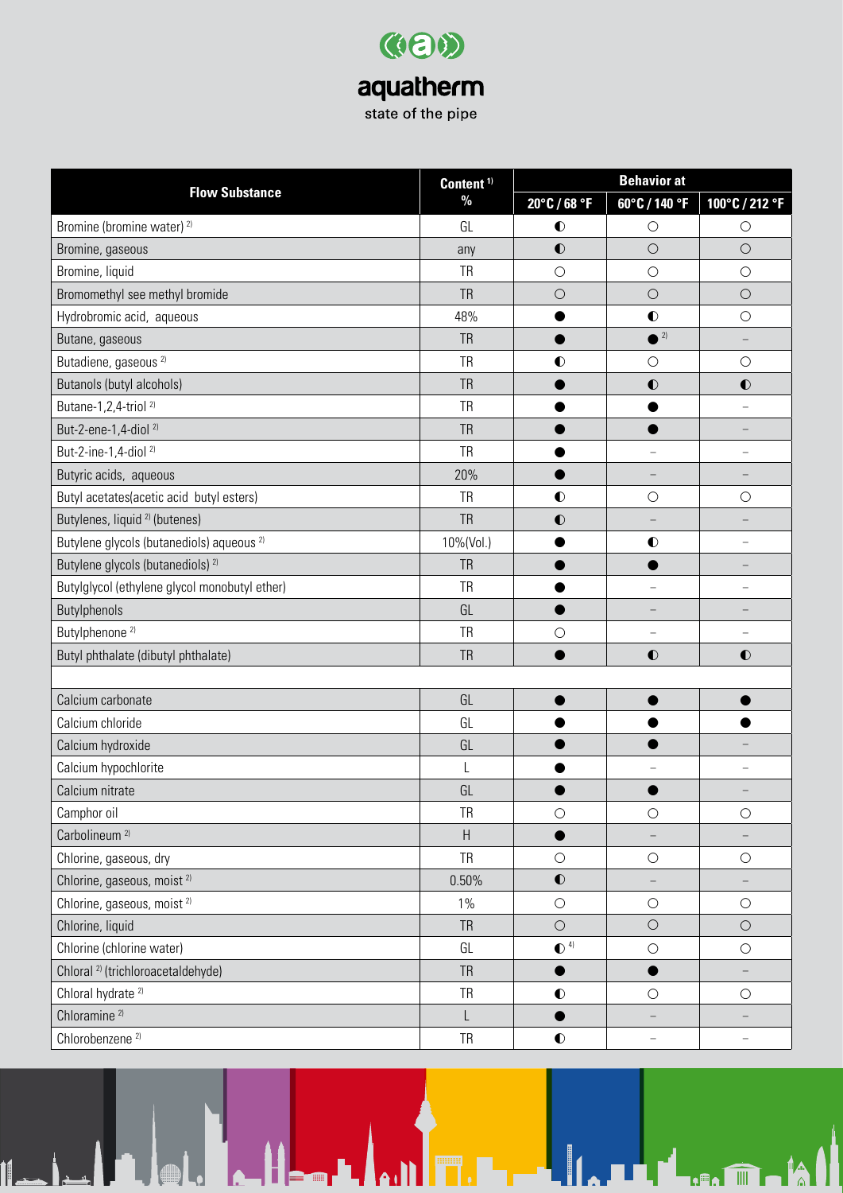| Flow Substance | Content [1] % | Behavior at | | |
|---|---|---|---|---|
| | | 20°C / 68 °F | 60°C / 140 °F | 100°C / 212 °F |
| Bromine (bromine water) [2] | GL | ◐ | ○ | ○ |
| Bromine, gaseous | any | ◐ | ○ | ○ |
| Bromine, liquid | TR | ○ | ○ | ○ |
| Bromomethyl see methyl bromide | TR | ○ | ○ | ○ |
| Hydrobromic acid, aqueous | 48% | ● | ◐ | ○ |
| Butane, gaseous | TR | ● | ● [2] | – |
| Butadiene, gaseous [2] | TR | ◐ | ○ | ○ |
| Butanols (butyl alcohols) | TR | ● | ◐ | ◐ |
| Butane-1,2,4-triol [2] | TR | ● | ● | – |
| But-2-ene-1,4-diol [2] | TR | ● | ● | – |
| But-2-ine-1,4-diol [2] | TR | ● | – | – |
| Butyric acids, aqueous | 20% | ● | – | – |
| Butyl acetates(acetic acid butyl esters) | TR | ◐ | ○ | ○ |
| Butylenes, liquid [2] (butenes) | TR | ◐ | – | – |
| Butylene glycols (butanediols) aqueous [2] | 10%(Vol.) | ● | ◐ | – |
| Butylene glycols (butanediols) [2] | TR | ● | ● | – |
| Butylglycol (ethylene glycol monobutyl ether) | TR | ● | – | – |
| Butylphenols | GL | ● | – | – |
| Butylphenone [2] | TR | ○ | – | – |
| Butyl phthalate (dibutyl phthalate) | TR | ● | ◐ | ◐ |
| | | | | |
| Calcium carbonate | GL | ● | ● | ● |
| Calcium chloride | GL | ● | ● | ● |
| Calcium hydroxide | GL | ● | ● | – |
| Calcium hypochlorite | L | ● | – | – |
| Calcium nitrate | GL | ● | ● | – |
| Camphor oil | TR | ○ | ○ | ○ |
| Carbolineum [2] | H | ● | – | – |
| Chlorine, gaseous, dry | TR | ○ | ○ | ○ |
| Chlorine, gaseous, moist [2] | 0.50% | ◐ | – | – |
| Chlorine, gaseous, moist [2] | 1% | ○ | ○ | ○ |
| Chlorine, liquid | TR | ○ | ○ | ○ |
| Chlorine (chlorine water) | GL | ◐ [4] | ○ | ○ |
| Chloral [2] (trichloroacetaldehyde) | TR | ● | ● | – |
| Chloral hydrate [2] | TR | ◐ | ○ | ○ |
| Chloramine [2] | L | ● | – | – |
| Chlorobenzene [2] | TR | ◐ | – | – |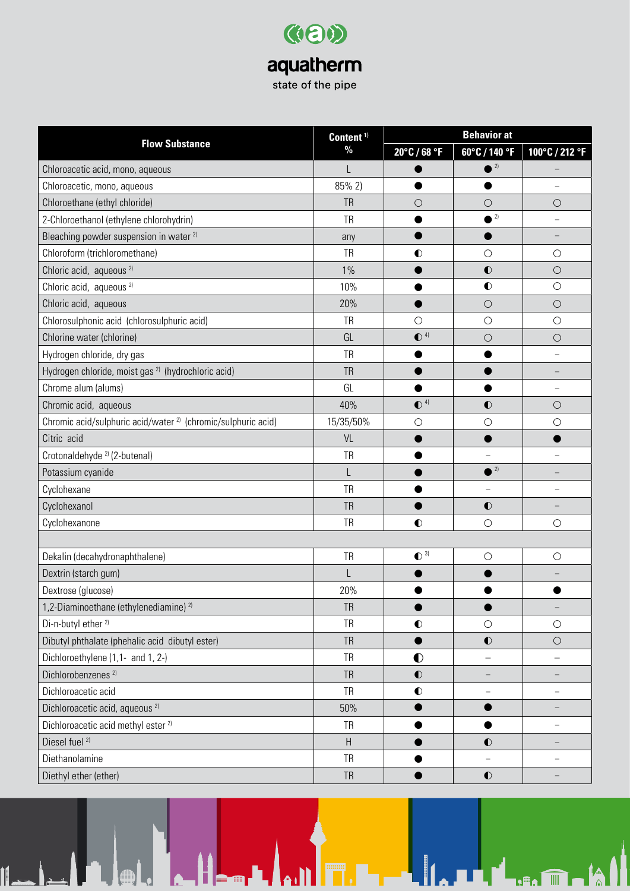aquatherm

state of the pipe

| Flow Substance | Content [1] % | Behavior at | | |
|---|---|---|---|---|
| | | 20°C / 68 °F | 60°C / 140 °F | 100°C / 212 °F |
| Chloroacetic acid, mono, aqueous | L | ● | ● [2] | – |
| Chloroacetic, mono, aqueous | 85% 2) | ● | ● | – |
| Chloroethane (ethyl chloride) | TR | ○ | ○ | ○ |
| 2-Chloroethanol (ethylene chlorohydrin) | TR | ● | ● [2] | – |
| Bleaching powder suspension in water [2] | any | ● | ● | – |
| Chloroform (trichloromethane) | TR | ◐ | ○ | ○ |
| Chloric acid, aqueous [2] | 1% | ● | ◐ | ○ |
| Chloric acid, aqueous [2] | 10% | ● | ◐ | ○ |
| Chloric acid, aqueous | 20% | ● | ○ | ○ |
| Chlorosulphonic acid (chlorosulphuric acid) | TR | ○ | ○ | ○ |
| Chlorine water (chlorine) | GL | ◐ [4] | ○ | ○ |
| Hydrogen chloride, dry gas | TR | ● | ● | – |
| Hydrogen chloride, moist gas [2] (hydrochloric acid) | TR | ● | ● | – |
| Chrome alum (alums) | GL | ● | ● | – |
| Chromic acid, aqueous | 40% | ◐ [4] | ◐ | ○ |
| Chromic acid/sulphuric acid/water [2] (chromic/sulphuric acid) | 15/35/50% | ○ | ○ | ○ |
| Citric acid | VL | ● | ● | ● |
| Crotonaldehyde [2] (2-butenal) | TR | ● | – | – |
| Potassium cyanide | L | ● | ● [2] | – |
| Cyclohexane | TR | ● | – | – |
| Cyclohexanol | TR | ● | ◐ | – |
| Cyclohexanone | TR | ◐ | ○ | ○ |
| | | | | |
| Dekalin (decahydronaphthalene) | TR | ◐ [3] | ○ | ○ |
| Dextrin (starch gum) | L | ● | ● | – |
| Dextrose (glucose) | 20% | ● | ● | ● |
| 1,2-Diaminoethane (ethylenediamine) [2] | TR | ● | ● | – |
| Di-n-butyl ether [2] | TR | ◐ | ○ | ○ |
| Dibutyl phthalate (phehalic acid dibutyl ester) | TR | ● | ◐ | ○ |
| Dichloroethylene (1,1- and 1, 2-) | TR | ◐ | – | – |
| Dichlorobenzenes [2] | TR | ◐ | – | – |
| Dichloroacetic acid | TR | ◐ | – | – |
| Dichloroacetic acid, aqueous [2] | 50% | ● | ● | – |
| Dichloroacetic acid methyl ester [2] | TR | ● | ● | – |
| Diesel fuel [2] | H | ● | ◐ | – |
| Diethanolamine | TR | ● | – | – |
| Diethyl ether (ether) | TR | ● | ◐ | – |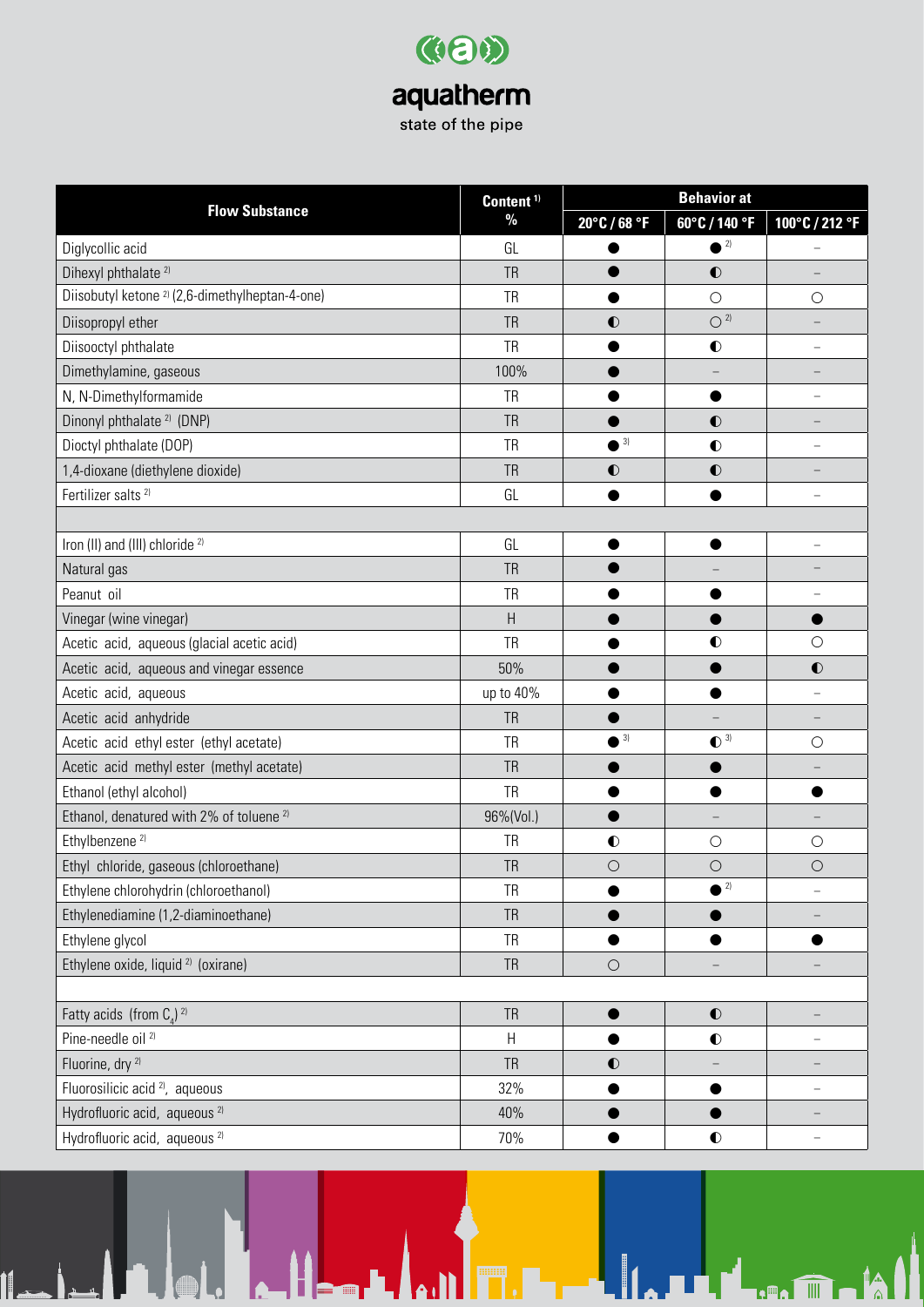| Flow Substance | Content [1] % | Behavior at | | |
|---|---|---|---|---|
| | | 20°C / 68 °F | 60°C / 140 °F | 100°C / 212 °F |
| Diglycollic acid | GL | ● | ● [2] | – |
| Dihexyl phthalate [2] | TR | ● | ◐ | – |
| Diisobutyl ketone [2] (2,6-dimethylheptan-4-one) | TR | ● | ○ | ○ |
| Diisopropyl ether | TR | ◐ | ○ [2] | – |
| Diisooctyl phthalate | TR | ● | ◐ | – |
| Dimethylamine, gaseous | 100% | ● | – | – |
| N, N-Dimethylformamide | TR | ● | ● | – |
| Dinonyl phthalate [2] (DNP) | TR | ● | ◐ | – |
| Dioctyl phthalate (DOP) | TR | ● [3] | ◐ | – |
| 1,4-dioxane (diethylene dioxide) | TR | ◐ | ◐ | – |
| Fertilizer salts [2] | GL | ● | ● | – |
| | | | | |
| Iron (II) and (III) chloride [2] | GL | ● | ● | – |
| Natural gas | TR | ● | – | – |
| Peanut oil | TR | ● | ● | – |
| Vinegar (wine vinegar) | H | ● | ● | ● |
| Acetic acid, aqueous (glacial acetic acid) | TR | ● | ◐ | ○ |
| Acetic acid, aqueous and vinegar essence | 50% | ● | ● | ◐ |
| Acetic acid, aqueous | up to 40% | ● | ● | – |
| Acetic acid anhydride | TR | ● | – | – |
| Acetic acid ethyl ester (ethyl acetate) | TR | ● [3] | ◐ [3] | ○ |
| Acetic acid methyl ester (methyl acetate) | TR | ● | ● | – |
| Ethanol (ethyl alcohol) | TR | ● | ● | ● |
| Ethanol, denatured with 2% of toluene [2] | 96%(Vol.) | ● | – | – |
| Ethylbenzene [2] | TR | ◐ | ○ | ○ |
| Ethyl chloride, gaseous (chloroethane) | TR | ○ | ○ | ○ |
| Ethylene chlorohydrin (chloroethanol) | TR | ● | ● [2] | – |
| Ethylenediamine (1,2-diaminoethane) | TR | ● | ● | – |
| Ethylene glycol | TR | ● | ● | ● |
| Ethylene oxide, liquid [2] (oxirane) | TR | ○ | – | – |
| | | | | |
| Fatty acids (from $C_4$) [2] | TR | ● | ◐ | – |
| Pine-needle oil [2] | H | ● | ◐ | – |
| Fluorine, dry [2] | TR | ◐ | – | – |
| Fluorosilicic acid [2], aqueous | 32% | ● | ● | – |
| Hydrofluoric acid, aqueous [2] | 40% | ● | ● | – |
| Hydrofluoric acid, aqueous [2] | 70% | ● | ◐ | – |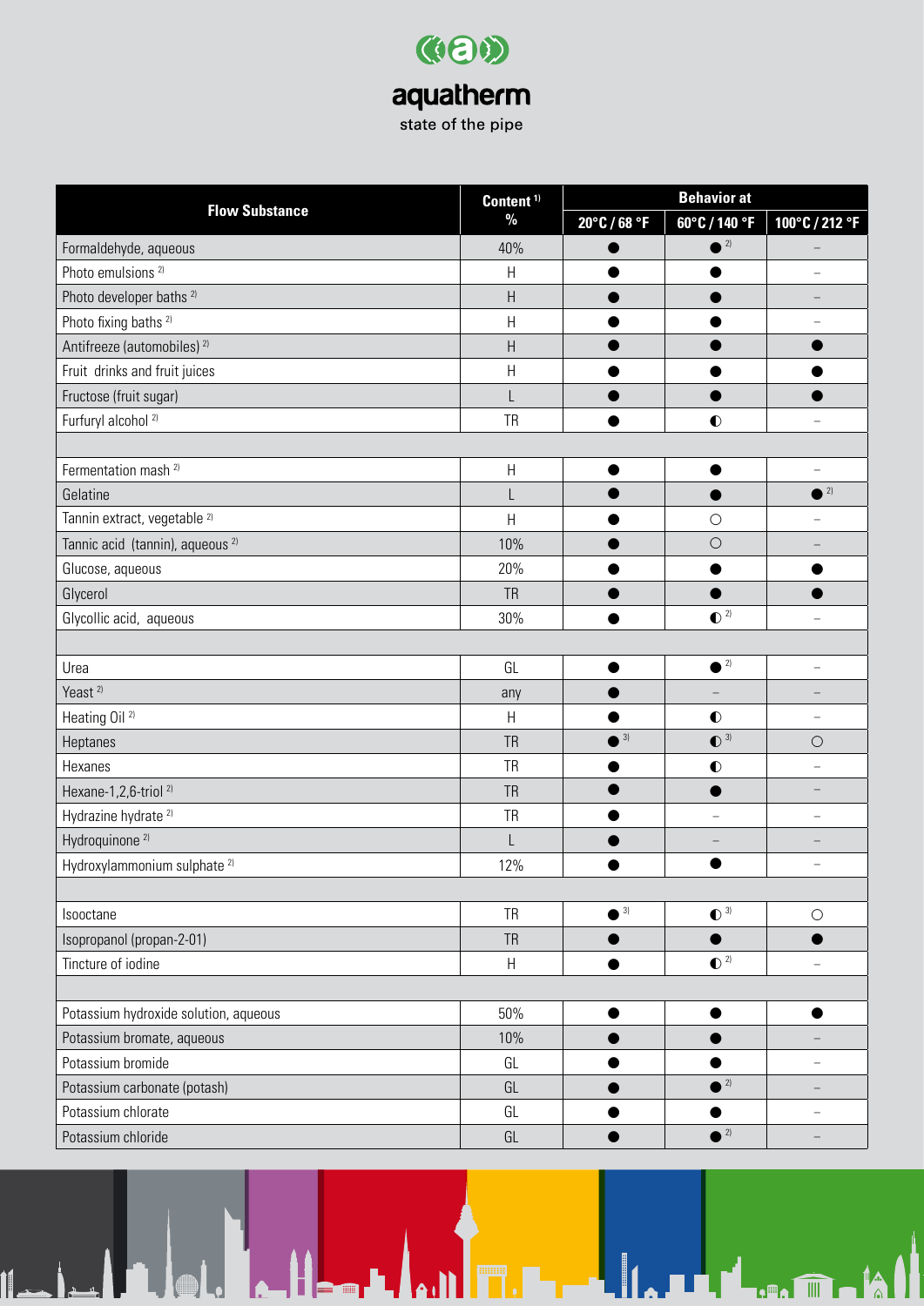| Flow Substance | Content [1] % | Behavior at | | |
|---|---|---|---|---|
| | | 20°C / 68 °F | 60°C / 140 °F | 100°C / 212 °F |
| Formaldehyde, aqueous | 40% | ● | ● [2] | – |
| Photo emulsions [2] | H | ● | ● | – |
| Photo developer baths [2] | H | ● | ● | – |
| Photo fixing baths [2] | H | ● | ● | – |
| Antifreeze (automobiles) [2] | H | ● | ● | ● |
| Fruit drinks and fruit juices | H | ● | ● | ● |
| Fructose (fruit sugar) | L | ● | ● | ● |
| Furfuryl alcohol [2] | TR | ● | ◐ | – |
| | | | | |
| Fermentation mash [2] | H | ● | ● | – |
| Gelatine | L | ● | ● | ● [2] |
| Tannin extract, vegetable [2] | H | ● | ○ | – |
| Tannic acid (tannin), aqueous [2] | 10% | ● | ○ | – |
| Glucose, aqueous | 20% | ● | ● | ● |
| Glycerol | TR | ● | ● | ● |
| Glycollic acid, aqueous | 30% | ● | ◐ [2] | – |
| | | | | |
| Urea | GL | ● | ● [2] | – |
| Yeast [2] | any | ● | – | – |
| Heating Oil [2] | H | ● | ◐ | – |
| Heptanes | TR | ● [3] | ◐ [3] | ○ |
| Hexanes | TR | ● | ◐ | – |
| Hexane-1,2,6-triol [2] | TR | ● | ● | – |
| Hydrazine hydrate [2] | TR | ● | – | – |
| Hydroquinone [2] | L | ● | – | – |
| Hydroxylammonium sulphate [2] | 12% | ● | ● | – |
| | | | | |
| Isooctane | TR | ● [3] | ◐ [3] | ○ |
| Isopropanol (propan-2-01) | TR | ● | ● | ● |
| Tincture of iodine | H | ● | ◐ [2] | – |
| | | | | |
| Potassium hydroxide solution, aqueous | 50% | ● | ● | ● |
| Potassium bromate, aqueous | 10% | ● | ● | – |
| Potassium bromide | GL | ● | ● | – |
| Potassium carbonate (potash) | GL | ● | ● [2] | – |
| Potassium chlorate | GL | ● | ● | – |
| Potassium chloride | GL | ● | ● [2] | – |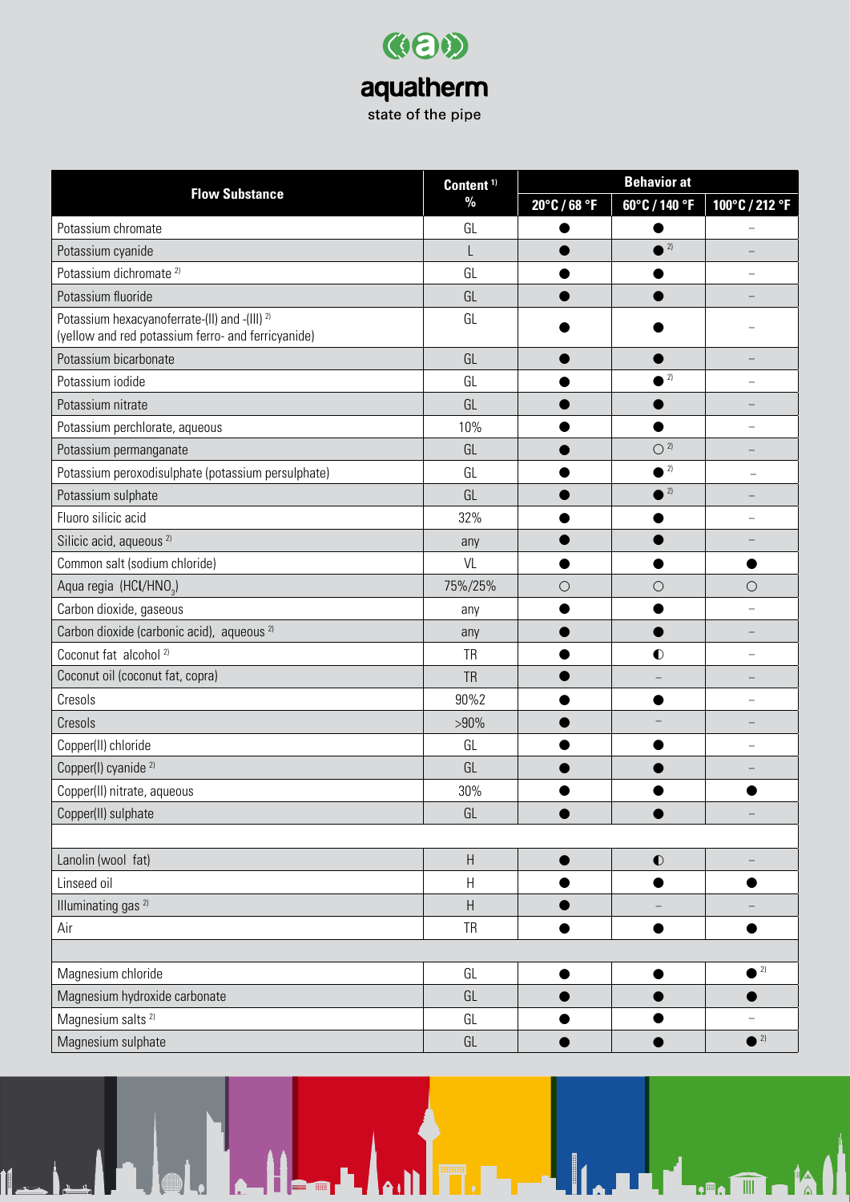| Flow Substance | Content [1] % | Behavior at | | |
|---|---|---|---|---|
| | | 20°C / 68 °F | 60°C / 140 °F | 100°C / 212 °F |
| Potassium chromate | GL | ● | ● | – |
| Potassium cyanide | L | ● | ● [2] | – |
| Potassium dichromate [2] | GL | ● | ● | – |
| Potassium fluoride | GL | ● | ● | – |
| Potassium hexacyanoferrate-(II) and -(III) [2] (yellow and red potassium ferro- and ferricyanide) | GL | ● | ● | – |
| Potassium bicarbonate | GL | ● | ● | – |
| Potassium iodide | GL | ● | ● [2] | – |
| Potassium nitrate | GL | ● | ● | – |
| Potassium perchlorate, aqueous | 10% | ● | ● | – |
| Potassium permanganate | GL | ● | ○ [2] | – |
| Potassium peroxodisulphate (potassium persulphate) | GL | ● | ● [2] | – |
| Potassium sulphate | GL | ● | ● [2] | – |
| Fluoro silicic acid | 32% | ● | ● | – |
| Silicic acid, aqueous [2] | any | ● | ● | – |
| Common salt (sodium chloride) | VL | ● | ● | ● |
| Aqua regia ($HCl/HNO_3$) | 75%/25% | ○ | ○ | ○ |
| Carbon dioxide, gaseous | any | ● | ● | – |
| Carbon dioxide (carbonic acid), aqueous [2] | any | ● | ● | – |
| Coconut fat alcohol [2] | TR | ● | ◐ | – |
| Coconut oil (coconut fat, copra) | TR | ● | – | – |
| Cresols | 90%2 | ● | ● | – |
| Cresols | >90% | ● | – | – |
| Copper(II) chloride | GL | ● | ● | – |
| Copper(I) cyanide [2] | GL | ● | ● | – |
| Copper(II) nitrate, aqueous | 30% | ● | ● | ● |
| Copper(II) sulphate | GL | ● | ● | – |
| | | | | |
| Lanolin (wool fat) | H | ● | ◐ | – |
| Linseed oil | H | ● | ● | ● |
| Illuminating gas [2] | H | ● | – | – |
| Air | TR | ● | ● | ● |
| | | | | |
| Magnesium chloride | GL | ● | ● | ● [2] |
| Magnesium hydroxide carbonate | GL | ● | ● | ● |
| Magnesium salts [2] | GL | ● | ● | – |
| Magnesium sulphate | GL | ● | ● | ● [2] |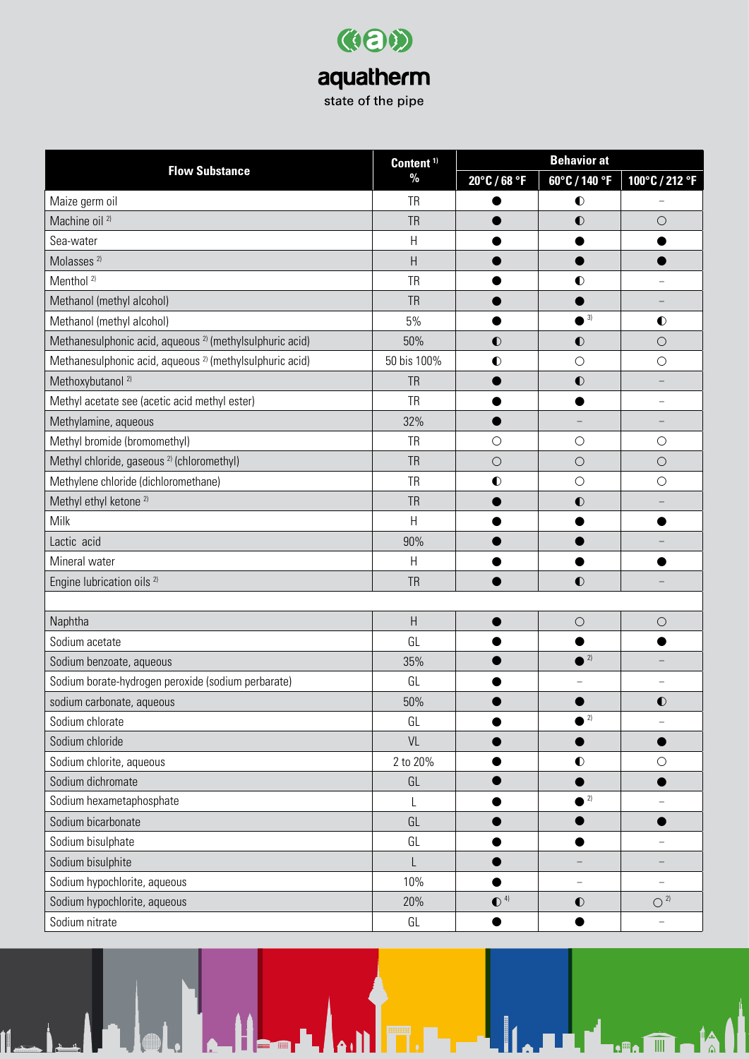aquatherm

state of the pipe

| Flow Substance | Content [1] % | Behavior at | | |
|---|---|---|---|---|
| | | 20°C / 68 °F | 60°C / 140 °F | 100°C / 212 °F |
| Maize germ oil | TR | ● | ◐ | – |
| Machine oil [2] | TR | ● | ◐ | ○ |
| Sea-water | H | ● | ● | ● |
| Molasses [2] | H | ● | ● | ● |
| Menthol [2] | TR | ● | ◐ | – |
| Methanol (methyl alcohol) | TR | ● | ● | – |
| Methanol (methyl alcohol) | 5% | ● | ● [3] | ◐ |
| Methanesulphonic acid, aqueous [2] (methylsulphuric acid) | 50% | ◐ | ◐ | ○ |
| Methanesulphonic acid, aqueous [2] (methylsulphuric acid) | 50 bis 100% | ◐ | ○ | ○ |
| Methoxybutanol [2] | TR | ● | ◐ | – |
| Methyl acetate see (acetic acid methyl ester) | TR | ● | ● | – |
| Methylamine, aqueous | 32% | ● | – | – |
| Methyl bromide (bromomethyl) | TR | ○ | ○ | ○ |
| Methyl chloride, gaseous [2] (chloromethyl) | TR | ○ | ○ | ○ |
| Methylene chloride (dichloromethane) | TR | ◐ | ○ | ○ |
| Methyl ethyl ketone [2] | TR | ● | ◐ | – |
| Milk | H | ● | ● | ● |
| Lactic acid | 90% | ● | ● | – |
| Mineral water | H | ● | ● | ● |
| Engine lubrication oils [2] | TR | ● | ◐ | – |
| | | | | |
| Naphtha | H | ● | ○ | ○ |
| Sodium acetate | GL | ● | ● | ● |
| Sodium benzoate, aqueous | 35% | ● | ● [2] | – |
| Sodium borate-hydrogen peroxide (sodium perbarate) | GL | ● | – | – |
| sodium carbonate, aqueous | 50% | ● | ● | ◐ |
| Sodium chlorate | GL | ● | ● [2] | – |
| Sodium chloride | VL | ● | ● | ● |
| Sodium chlorite, aqueous | 2 to 20% | ● | ◐ | ○ |
| Sodium dichromate | GL | ● | ● | ● |
| Sodium hexametaphosphate | L | ● | ● [2] | – |
| Sodium bicarbonate | GL | ● | ● | ● |
| Sodium bisulphate | GL | ● | ● | – |
| Sodium bisulphite | L | ● | – | – |
| Sodium hypochlorite, aqueous | 10% | ● | – | – |
| Sodium hypochlorite, aqueous | 20% | ◐ [4] | ◐ | ○ [2] |
| Sodium nitrate | GL | ● | ● | – |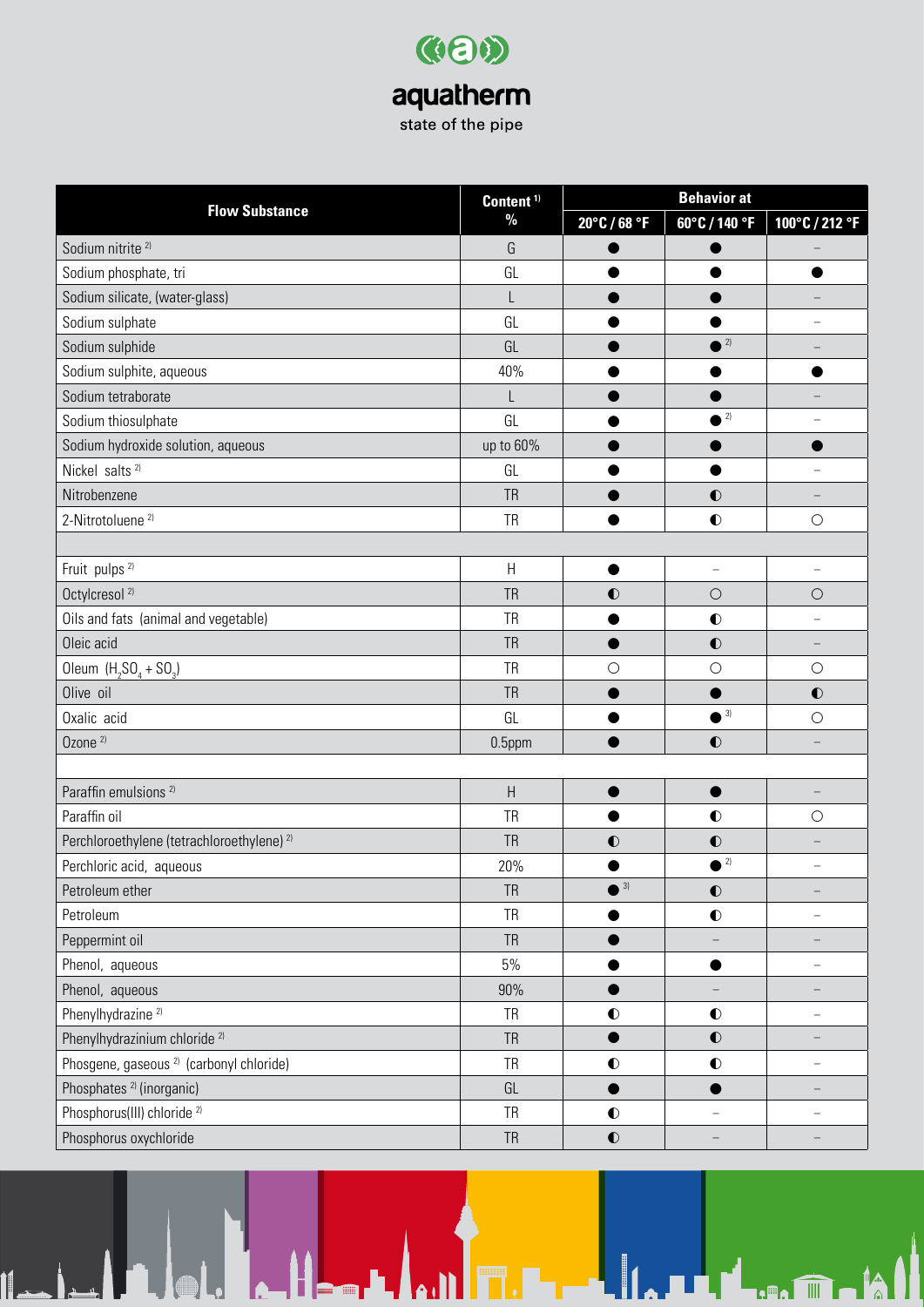aquatherm

state of the pipe

| Flow Substance | Content [1] % | Behavior at | | |
|---|---|---|---|---|
| | | 20°C / 68 °F | 60°C / 140 °F | 100°C / 212 °F |
| Sodium nitrite [2] | G | ● | ● | – |
| Sodium phosphate, tri | GL | ● | ● | ● |
| Sodium silicate, (water-glass) | L | ● | ● | – |
| Sodium sulphate | GL | ● | ● | – |
| Sodium sulphide | GL | ● | ● [2] | – |
| Sodium sulphite, aqueous | 40% | ● | ● | ● |
| Sodium tetraborate | L | ● | ● | – |
| Sodium thiosulphate | GL | ● | ● [2] | – |
| Sodium hydroxide solution, aqueous | up to 60% | ● | ● | ● |
| Nickel salts [2] | GL | ● | ● | – |
| Nitrobenzene | TR | ● | ◐ | – |
| 2-Nitrotoluene [2] | TR | ● | ◐ | ○ |
| | | | | |
| Fruit pulps [2] | H | ● | – | – |
| Octylcresol [2] | TR | ◐ | ○ | ○ |
| Oils and fats (animal and vegetable) | TR | ● | ◐ | – |
| Oleic acid | TR | ● | ◐ | – |
| Oleum ($H_2SO_4 + SO_3$) | TR | ○ | ○ | ○ |
| Olive oil | TR | ● | ● | ◐ |
| Oxalic acid | GL | ● | ● [3] | ○ |
| Ozone [2] | 0.5ppm | ● | ◐ | – |
| | | | | |
| Paraffin emulsions [2] | H | ● | ● | – |
| Paraffin oil | TR | ● | ◐ | ○ |
| Perchloroethylene (tetrachloroethylene) [2] | TR | ◐ | ◐ | – |
| Perchloric acid, aqueous | 20% | ● | ● [2] | – |
| Petroleum ether | TR | ● [3] | ◐ | – |
| Petroleum | TR | ● | ◐ | – |
| Peppermint oil | TR | ● | – | – |
| Phenol, aqueous | 5% | ● | ● | – |
| Phenol, aqueous | 90% | ● | – | – |
| Phenylhydrazine [2] | TR | ◐ | ◐ | – |
| Phenylhydrazinium chloride [2] | TR | ● | ◐ | – |
| Phosgene, gaseous [2] (carbonyl chloride) | TR | ◐ | ◐ | – |
| Phosphates [2] (inorganic) | GL | ● | ● | – |
| Phosphorus(III) chloride [2] | TR | ◐ | – | – |
| Phosphorus oxychloride | TR | ◐ | – | – |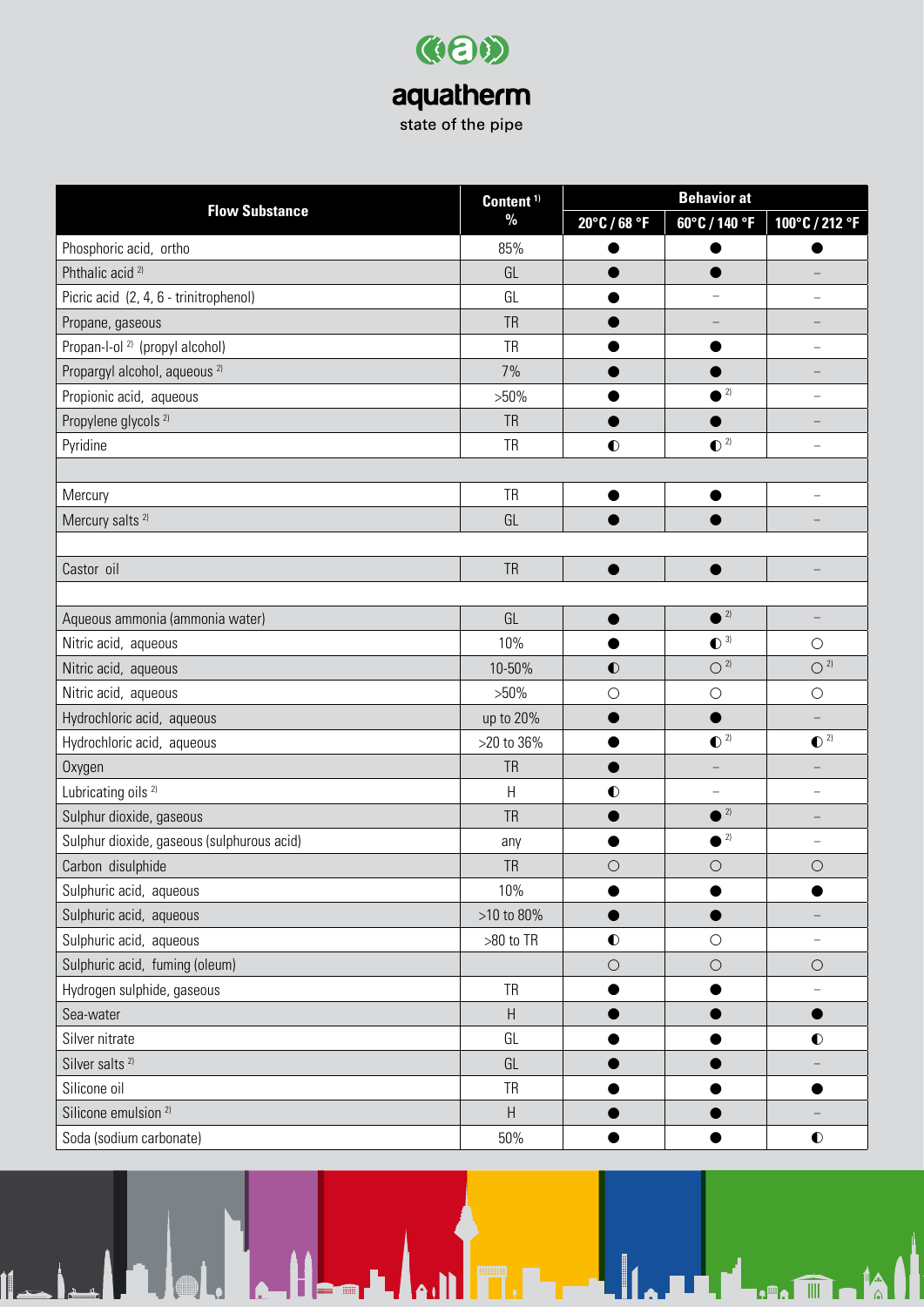| Flow Substance | Content [1] % | Behavior at | | |
|---|---|---|---|---|
| | | 20°C / 68 °F | 60°C / 140 °F | 100°C / 212 °F |
| Phosphoric acid, ortho | 85% | ● | ● | ● |
| Phthalic acid [2] | GL | ● | ● | – |
| Picric acid (2, 4, 6 - trinitrophenol) | GL | ● | – | – |
| Propane, gaseous | TR | ● | – | – |
| Propan-l-ol [2] (propyl alcohol) | TR | ● | ● | – |
| Propargyl alcohol, aqueous [2] | 7% | ● | ● | – |
| Propionic acid, aqueous | >50% | ● | ● [2] | – |
| Propylene glycols [2] | TR | ● | ● | – |
| Pyridine | TR | ◐ | ◐ [2] | – |
| | | | | |
| Mercury | TR | ● | ● | – |
| Mercury salts [2] | GL | ● | ● | – |
| | | | | |
| Castor oil | TR | ● | ● | – |
| | | | | |
| Aqueous ammonia (ammonia water) | GL | ● | ● [2] | – |
| Nitric acid, aqueous | 10% | ● | ◐ [3] | ○ |
| Nitric acid, aqueous | 10-50% | ◐ | ○ [2] | ○ [2] |
| Nitric acid, aqueous | >50% | ○ | ○ | ○ |
| Hydrochloric acid, aqueous | up to 20% | ● | ● | – |
| Hydrochloric acid, aqueous | >20 to 36% | ● | ◐ [2] | ◐ [2] |
| Oxygen | TR | ● | – | – |
| Lubricating oils [2] | H | ◐ | – | – |
| Sulphur dioxide, gaseous | TR | ● | ● [2] | – |
| Sulphur dioxide, gaseous (sulphurous acid) | any | ● | ● [2] | – |
| Carbon disulphide | TR | ○ | ○ | ○ |
| Sulphuric acid, aqueous | 10% | ● | ● | ● |
| Sulphuric acid, aqueous | >10 to 80% | ● | ● | – |
| Sulphuric acid, aqueous | >80 to TR | ◐ | ○ | – |
| Sulphuric acid, fuming (oleum) | | ○ | ○ | ○ |
| Hydrogen sulphide, gaseous | TR | ● | ● | – |
| Sea-water | H | ● | ● | ● |
| Silver nitrate | GL | ● | ● | ◐ |
| Silver salts [2] | GL | ● | ● | – |
| Silicone oil | TR | ● | ● | ● |
| Silicone emulsion [2] | H | ● | ● | – |
| Soda (sodium carbonate) | 50% | ● | ● | ◐ |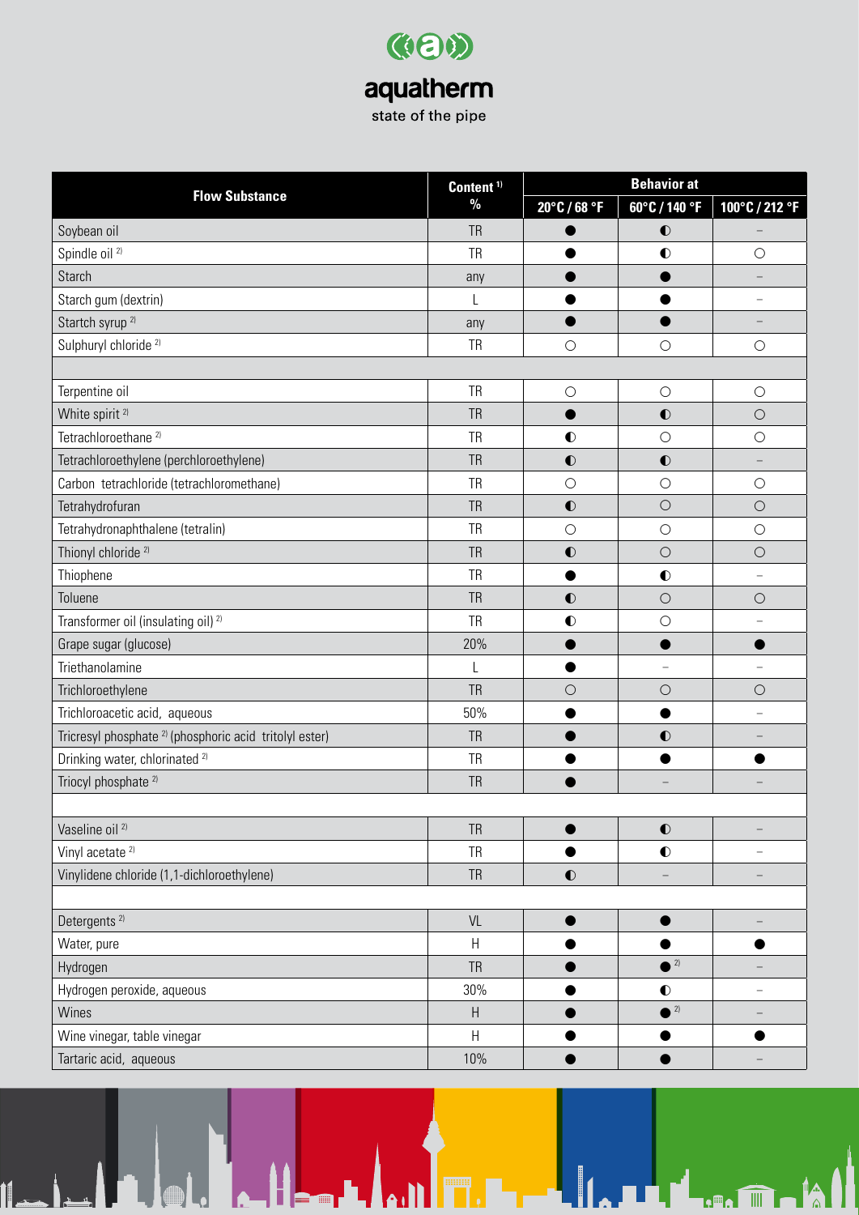| Flow Substance | Content [1] % | Behavior at | | |
|---|---|---|---|---|
| | | 20°C / 68 °F | 60°C / 140 °F | 100°C / 212 °F |
| Soybean oil | TR | ● | ◐ | – |
| Spindle oil [2] | TR | ● | ◐ | ○ |
| Starch | any | ● | ● | – |
| Starch gum (dextrin) | L | ● | ● | – |
| Startch syrup [2] | any | ● | ● | – |
| Sulphuryl chloride [2] | TR | ○ | ○ | ○ |
| | | | | |
| Terpentine oil | TR | ○ | ○ | ○ |
| White spirit [2] | TR | ● | ◐ | ○ |
| Tetrachloroethane [2] | TR | ◐ | ○ | ○ |
| Tetrachloroethylene (perchloroethylene) | TR | ◐ | ◐ | – |
| Carbon tetrachloride (tetrachloromethane) | TR | ○ | ○ | ○ |
| Tetrahydrofuran | TR | ◐ | ○ | ○ |
| Tetrahydronaphthalene (tetralin) | TR | ○ | ○ | ○ |
| Thionyl chloride [2] | TR | ◐ | ○ | ○ |
| Thiophene | TR | ● | ◐ | – |
| Toluene | TR | ◐ | ○ | ○ |
| Transformer oil (insulating oil) [2] | TR | ◐ | ○ | – |
| Grape sugar (glucose) | 20% | ● | ● | ● |
| Triethanolamine | L | ● | – | – |
| Trichloroethylene | TR | ○ | ○ | ○ |
| Trichloroacetic acid, aqueous | 50% | ● | ● | – |
| Tricresyl phosphate [2] (phosphoric acid tritolyl ester) | TR | ● | ◐ | – |
| Drinking water, chlorinated [2] | TR | ● | ● | ● |
| Triocyl phosphate [2] | TR | ● | – | – |
| | | | | |
| Vaseline oil [2] | TR | ● | ◐ | – |
| Vinyl acetate [2] | TR | ● | ◐ | – |
| Vinylidene chloride (1,1-dichloroethylene) | TR | ◐ | – | – |
| | | | | |
| Detergents [2] | VL | ● | ● | – |
| Water, pure | H | ● | ● | ● |
| Hydrogen | TR | ● | ● [2] | – |
| Hydrogen peroxide, aqueous | 30% | ● | ◐ | – |
| Wines | H | ● | ● [2] | – |
| Wine vinegar, table vinegar | H | ● | ● | ● |
| Tartaric acid, aqueous | 10% | ● | ● | – |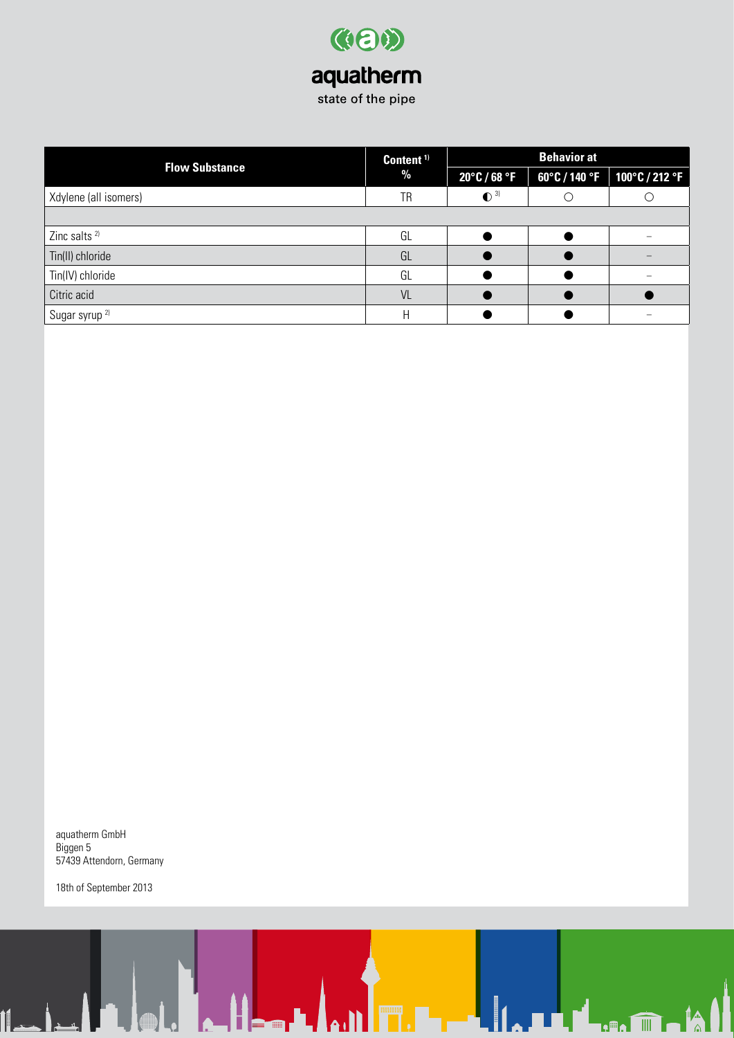| Flow Substance | Content [1] % | Behavior at | | |
|---|---|---|---|---|
| | | 20°C / 68 °F | 60°C / 140 °F | 100°C / 212 °F |
| Xdylene (all isomers) | TR | ◐ [3] | ○ | ○ |
| | | | | |
| Zinc salts [2] | GL | ● | ● | – |
| Tin(II) chloride | GL | ● | ● | – |
| Tin(IV) chloride | GL | ● | ● | – |
| Citric acid | VL | ● | ● | ● |
| Sugar syrup [2] | H | ● | ● | – |

aquatherm GmbH
Biggen 5
57439 Attendorn, Germany

18th of September 2013